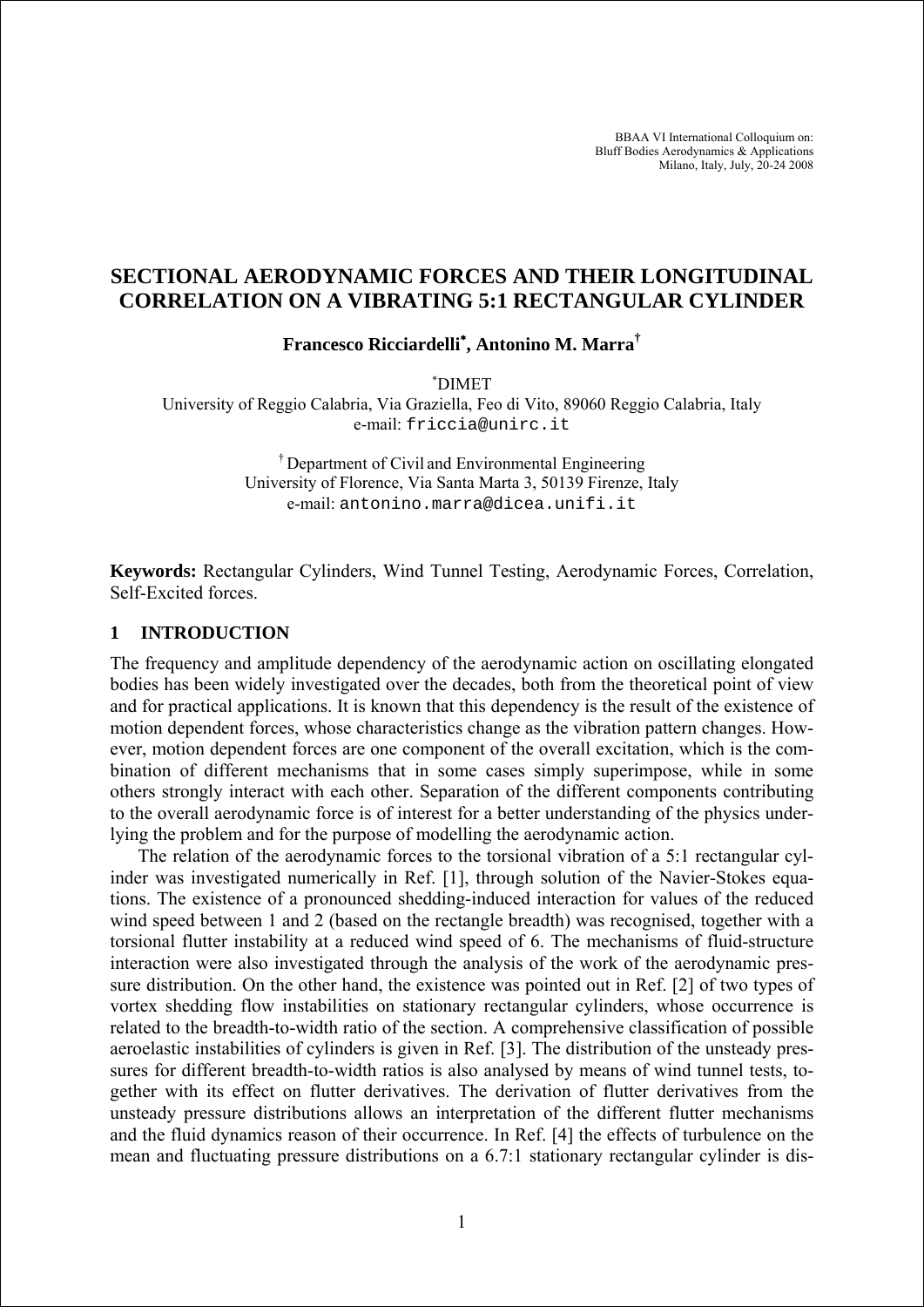BBAA VI International Colloquium on:
Bluff Bodies Aerodynamics & Applications
Milano, Italy, July, 20-24 2008

# SECTIONAL AERODYNAMIC FORCES AND THEIR LONGITUDINAL CORRELATION ON A VIBRATING 5:1 RECTANGULAR CYLINDER

**Francesco Ricciardelli[*], Antonino M. Marra[†]**

[*]DIMET
University of Reggio Calabria, Via Graziella, Feo di Vito, 89060 Reggio Calabria, Italy
e-mail: friccia@unirc.it

[†] Department of Civil and Environmental Engineering
University of Florence, Via Santa Marta 3, 50139 Firenze, Italy
e-mail: antonino.marra@dicea.unifi.it

**Keywords:** Rectangular Cylinders, Wind Tunnel Testing, Aerodynamic Forces, Correlation, Self-Excited forces.

## 1 INTRODUCTION

The frequency and amplitude dependency of the aerodynamic action on oscillating elongated bodies has been widely investigated over the decades, both from the theoretical point of view and for practical applications. It is known that this dependency is the result of the existence of motion dependent forces, whose characteristics change as the vibration pattern changes. However, motion dependent forces are one component of the overall excitation, which is the combination of different mechanisms that in some cases simply superimpose, while in some others strongly interact with each other. Separation of the different components contributing to the overall aerodynamic force is of interest for a better understanding of the physics underlying the problem and for the purpose of modelling the aerodynamic action.

The relation of the aerodynamic forces to the torsional vibration of a 5:1 rectangular cylinder was investigated numerically in Ref. [1], through solution of the Navier-Stokes equations. The existence of a pronounced shedding-induced interaction for values of the reduced wind speed between 1 and 2 (based on the rectangle breadth) was recognised, together with a torsional flutter instability at a reduced wind speed of 6. The mechanisms of fluid-structure interaction were also investigated through the analysis of the work of the aerodynamic pressure distribution. On the other hand, the existence was pointed out in Ref. [2] of two types of vortex shedding flow instabilities on stationary rectangular cylinders, whose occurrence is related to the breadth-to-width ratio of the section. A comprehensive classification of possible aeroelastic instabilities of cylinders is given in Ref. [3]. The distribution of the unsteady pressures for different breadth-to-width ratios is also analysed by means of wind tunnel tests, together with its effect on flutter derivatives. The derivation of flutter derivatives from the unsteady pressure distributions allows an interpretation of the different flutter mechanisms and the fluid dynamics reason of their occurrence. In Ref. [4] the effects of turbulence on the mean and fluctuating pressure distributions on a 6.7:1 stationary rectangular cylinder is dis-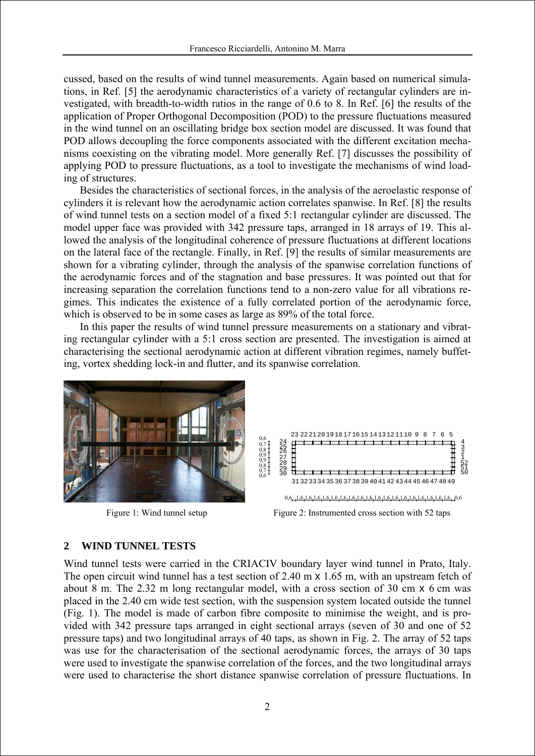cussed, based on the results of wind tunnel measurements. Again based on numerical simulations, in Ref. [5] the aerodynamic characteristics of a variety of rectangular cylinders are investigated, with breadth-to-width ratios in the range of 0.6 to 8. In Ref. [6] the results of the application of Proper Orthogonal Decomposition (POD) to the pressure fluctuations measured in the wind tunnel on an oscillating bridge box section model are discussed. It was found that POD allows decoupling the force components associated with the different excitation mechanisms coexisting on the vibrating model. More generally Ref. [7] discusses the possibility of applying POD to pressure fluctuations, as a tool to investigate the mechanisms of wind loading of structures.

Besides the characteristics of sectional forces, in the analysis of the aeroelastic response of cylinders it is relevant how the aerodynamic action correlates spanwise. In Ref. [8] the results of wind tunnel tests on a section model of a fixed 5:1 rectangular cylinder are discussed. The model upper face was provided with 342 pressure taps, arranged in 18 arrays of 19. This allowed the analysis of the longitudinal coherence of pressure fluctuations at different locations on the lateral face of the rectangle. Finally, in Ref. [9] the results of similar measurements are shown for a vibrating cylinder, through the analysis of the spanwise correlation functions of the aerodynamic forces and of the stagnation and base pressures. It was pointed out that for increasing separation the correlation functions tend to a non-zero value for all vibrations regimes. This indicates the existence of a fully correlated portion of the aerodynamic force, which is observed to be in some cases as large as 89% of the total force.

In this paper the results of wind tunnel pressure measurements on a stationary and vibrating rectangular cylinder with a 5:1 cross section are presented. The investigation is aimed at characterising the sectional aerodynamic action at different vibration regimes, namely buffeting, vortex shedding lock-in and flutter, and its spanwise correlation.

Figure 1: Wind tunnel setup

Figure 2: Instrumented cross section with 52 taps

## 2 WIND TUNNEL TESTS

Wind tunnel tests were carried in the CRIACIV boundary layer wind tunnel in Prato, Italy. The open circuit wind tunnel has a test section of 2.40 m x 1.65 m, with an upstream fetch of about 8 m. The 2.32 m long rectangular model, with a cross section of 30 cm x 6 cm was placed in the 2.40 cm wide test section, with the suspension system located outside the tunnel (Fig. 1). The model is made of carbon fibre composite to minimise the weight, and is provided with 342 pressure taps arranged in eight sectional arrays (seven of 30 and one of 52 pressure taps) and two longitudinal arrays of 40 taps, as shown in Fig. 2. The array of 52 taps was use for the characterisation of the sectional aerodynamic forces, the arrays of 30 taps were used to investigate the spanwise correlation of the forces, and the two longitudinal arrays were used to characterise the short distance spanwise correlation of pressure fluctuations. In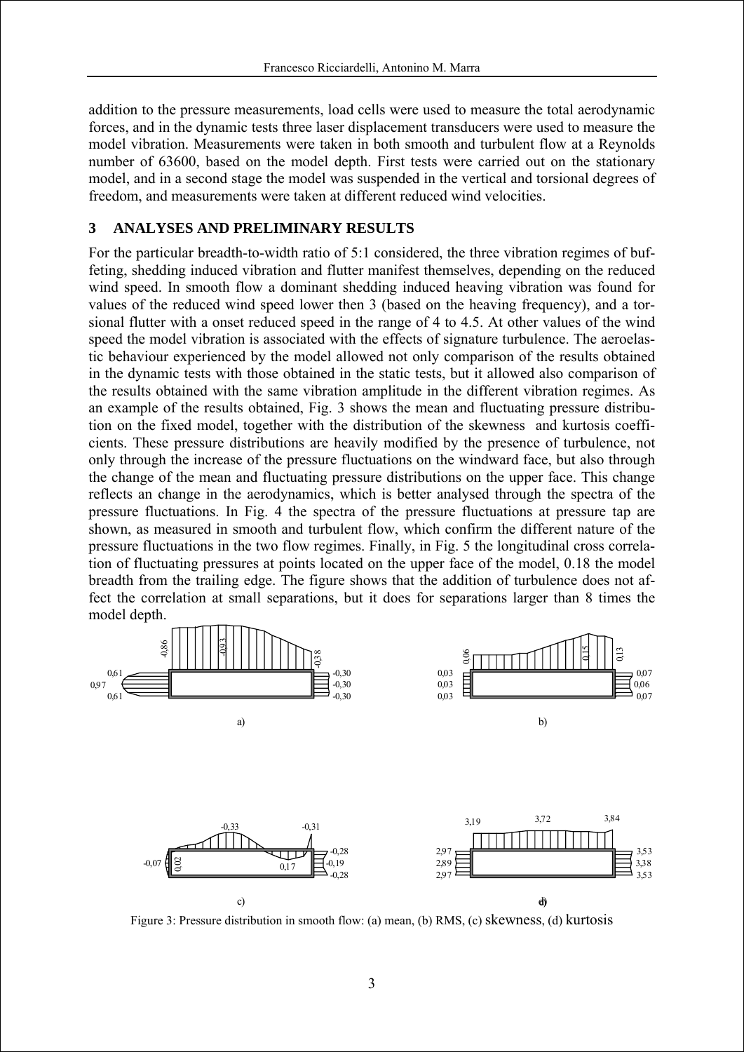addition to the pressure measurements, load cells were used to measure the total aerodynamic forces, and in the dynamic tests three laser displacement transducers were used to measure the model vibration. Measurements were taken in both smooth and turbulent flow at a Reynolds number of 63600, based on the model depth. First tests were carried out on the stationary model, and in a second stage the model was suspended in the vertical and torsional degrees of freedom, and measurements were taken at different reduced wind velocities.

## 3 ANALYSES AND PRELIMINARY RESULTS

For the particular breadth-to-width ratio of 5:1 considered, the three vibration regimes of buffeting, shedding induced vibration and flutter manifest themselves, depending on the reduced wind speed. In smooth flow a dominant shedding induced heaving vibration was found for values of the reduced wind speed lower then 3 (based on the heaving frequency), and a torsional flutter with a onset reduced speed in the range of 4 to 4.5. At other values of the wind speed the model vibration is associated with the effects of signature turbulence. The aeroelastic behaviour experienced by the model allowed not only comparison of the results obtained in the dynamic tests with those obtained in the static tests, but it allowed also comparison of the results obtained with the same vibration amplitude in the different vibration regimes. As an example of the results obtained, Fig. 3 shows the mean and fluctuating pressure distribution on the fixed model, together with the distribution of the skewness and kurtosis coefficients. These pressure distributions are heavily modified by the presence of turbulence, not only through the increase of the pressure fluctuations on the windward face, but also through the change of the mean and fluctuating pressure distributions on the upper face. This change reflects an change in the aerodynamics, which is better analysed through the spectra of the pressure fluctuations. In Fig. 4 the spectra of the pressure fluctuations at pressure tap are shown, as measured in smooth and turbulent flow, which confirm the different nature of the pressure fluctuations in the two flow regimes. Finally, in Fig. 5 the longitudinal cross correlation of fluctuating pressures at points located on the upper face of the model, 0.18 the model breadth from the trailing edge. The figure shows that the addition of turbulence does not affect the correlation at small separations, but it does for separations larger than 8 times the model depth.

Figure 3: Pressure distribution in smooth flow: (a) mean, (b) RMS, (c) skewness, (d) kurtosis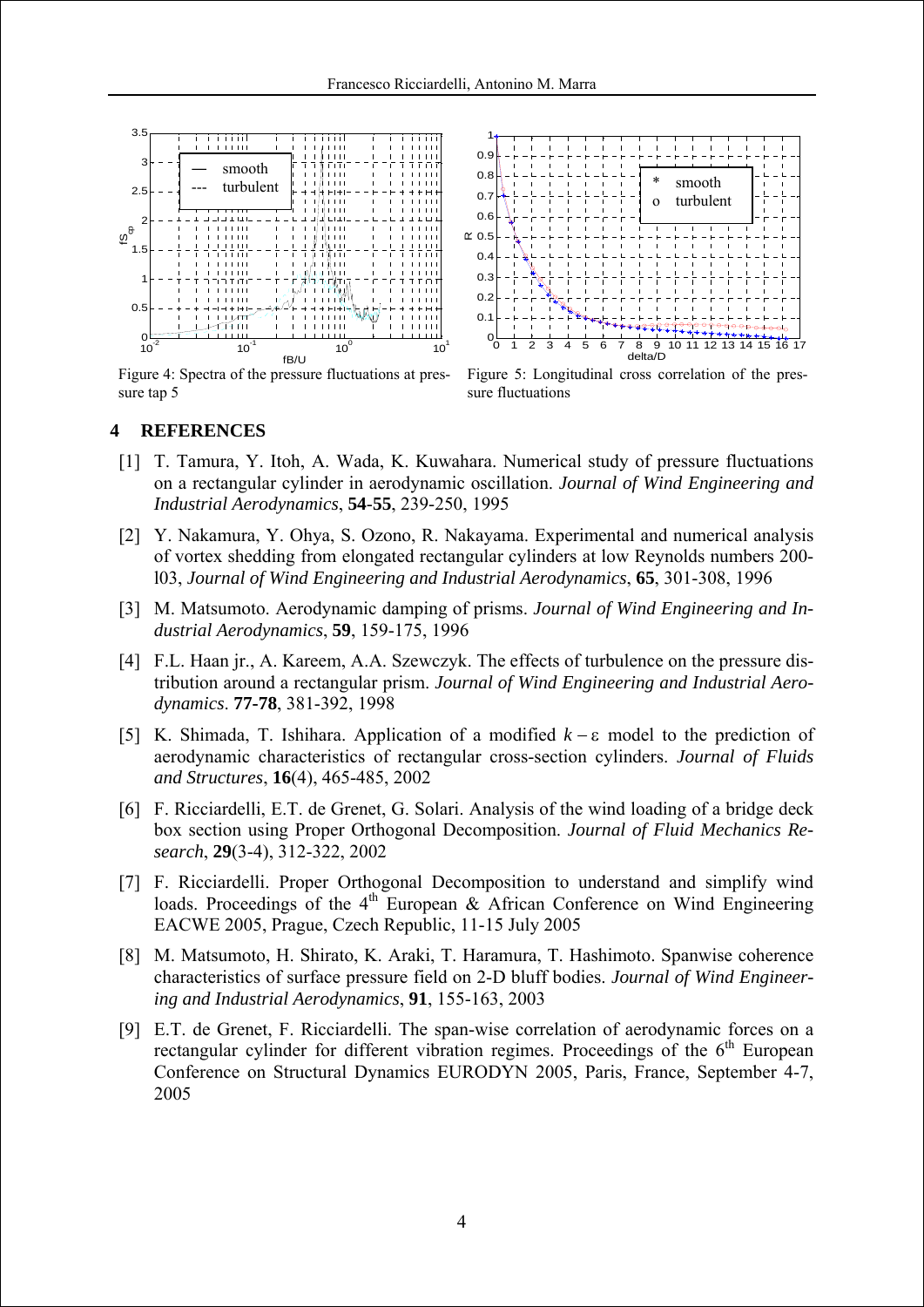3.5
3
2.5
2
1.5
1
0.5
0
$fS_\varphi$
$10^{-2}$ $10^{-1}$ $10^{0}$ $10^{1}$
fB/U
— smooth
--- turbulent

Figure 4: Spectra of the pressure fluctuations at pressure tap 5

1
0.9
0.8
0.7
0.6
0.5
0.4
0.3
0.2
0.1
0
R
0 1 2 3 4 5 6 7 8 9 10 11 12 13 14 15 16 17
delta/D
* smooth
o turbulent

Figure 5: Longitudinal cross correlation of the pressure fluctuations

## 4 REFERENCES

[1] T. Tamura, Y. Itoh, A. Wada, K. Kuwahara. Numerical study of pressure fluctuations on a rectangular cylinder in aerodynamic oscillation. *Journal of Wind Engineering and Industrial Aerodynamics*, **54-55**, 239-250, 1995

[2] Y. Nakamura, Y. Ohya, S. Ozono, R. Nakayama. Experimental and numerical analysis of vortex shedding from elongated rectangular cylinders at low Reynolds numbers 200-l03, *Journal of Wind Engineering and Industrial Aerodynamics*, **65**, 301-308, 1996

[3] M. Matsumoto. Aerodynamic damping of prisms. *Journal of Wind Engineering and Industrial Aerodynamics*, **59**, 159-175, 1996

[4] F.L. Haan jr., A. Kareem, A.A. Szewczyk. The effects of turbulence on the pressure distribution around a rectangular prism. *Journal of Wind Engineering and Industrial Aerodynamics*. **77-78**, 381-392, 1998

[5] K. Shimada, T. Ishihara. Application of a modified $k-\varepsilon$ model to the prediction of aerodynamic characteristics of rectangular cross-section cylinders. *Journal of Fluids and Structures*, **16**(4), 465-485, 2002

[6] F. Ricciardelli, E.T. de Grenet, G. Solari. Analysis of the wind loading of a bridge deck box section using Proper Orthogonal Decomposition. *Journal of Fluid Mechanics Research*, **29**(3-4), 312-322, 2002

[7] F. Ricciardelli. Proper Orthogonal Decomposition to understand and simplify wind loads. Proceedings of the 4th European & African Conference on Wind Engineering EACWE 2005, Prague, Czech Republic, 11-15 July 2005

[8] M. Matsumoto, H. Shirato, K. Araki, T. Haramura, T. Hashimoto. Spanwise coherence characteristics of surface pressure field on 2-D bluff bodies. *Journal of Wind Engineering and Industrial Aerodynamics*, **91**, 155-163, 2003

[9] E.T. de Grenet, F. Ricciardelli. The span-wise correlation of aerodynamic forces on a rectangular cylinder for different vibration regimes. Proceedings of the 6th European Conference on Structural Dynamics EURODYN 2005, Paris, France, September 4-7, 2005